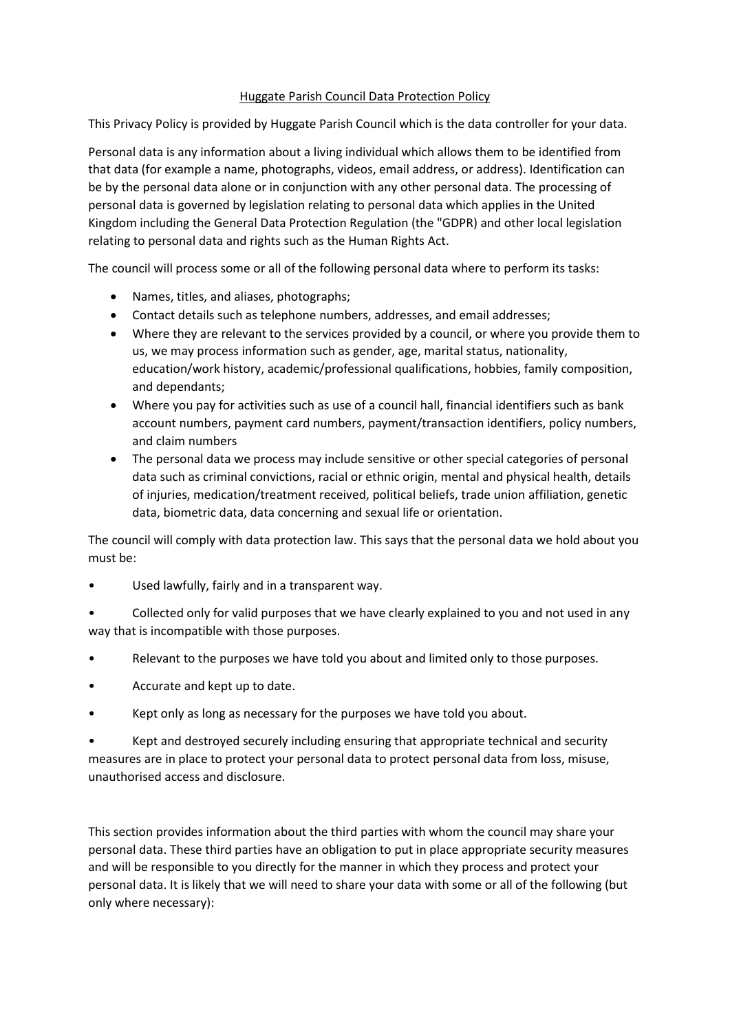# Huggate Parish Council Data Protection Policy

This Privacy Policy is provided by Huggate Parish Council which is the data controller for your data.

Personal data is any information about a living individual which allows them to be identified from that data (for example a name, photographs, videos, email address, or address). Identification can be by the personal data alone or in conjunction with any other personal data. The processing of personal data is governed by legislation relating to personal data which applies in the United Kingdom including the General Data Protection Regulation (the "GDPR) and other local legislation relating to personal data and rights such as the Human Rights Act.

The council will process some or all of the following personal data where to perform its tasks:

- Names, titles, and aliases, photographs;
- Contact details such as telephone numbers, addresses, and email addresses;
- Where they are relevant to the services provided by a council, or where you provide them to us, we may process information such as gender, age, marital status, nationality, education/work history, academic/professional qualifications, hobbies, family composition, and dependants;
- Where you pay for activities such as use of a council hall, financial identifiers such as bank account numbers, payment card numbers, payment/transaction identifiers, policy numbers, and claim numbers
- The personal data we process may include sensitive or other special categories of personal data such as criminal convictions, racial or ethnic origin, mental and physical health, details of injuries, medication/treatment received, political beliefs, trade union affiliation, genetic data, biometric data, data concerning and sexual life or orientation.

The council will comply with data protection law. This says that the personal data we hold about you must be:

- Used lawfully, fairly and in a transparent way.
- Collected only for valid purposes that we have clearly explained to you and not used in any way that is incompatible with those purposes.
- Relevant to the purposes we have told you about and limited only to those purposes.
- Accurate and kept up to date.
- Kept only as long as necessary for the purposes we have told you about.
- Kept and destroyed securely including ensuring that appropriate technical and security measures are in place to protect your personal data to protect personal data from loss, misuse, unauthorised access and disclosure.

This section provides information about the third parties with whom the council may share your personal data. These third parties have an obligation to put in place appropriate security measures and will be responsible to you directly for the manner in which they process and protect your personal data. It is likely that we will need to share your data with some or all of the following (but only where necessary):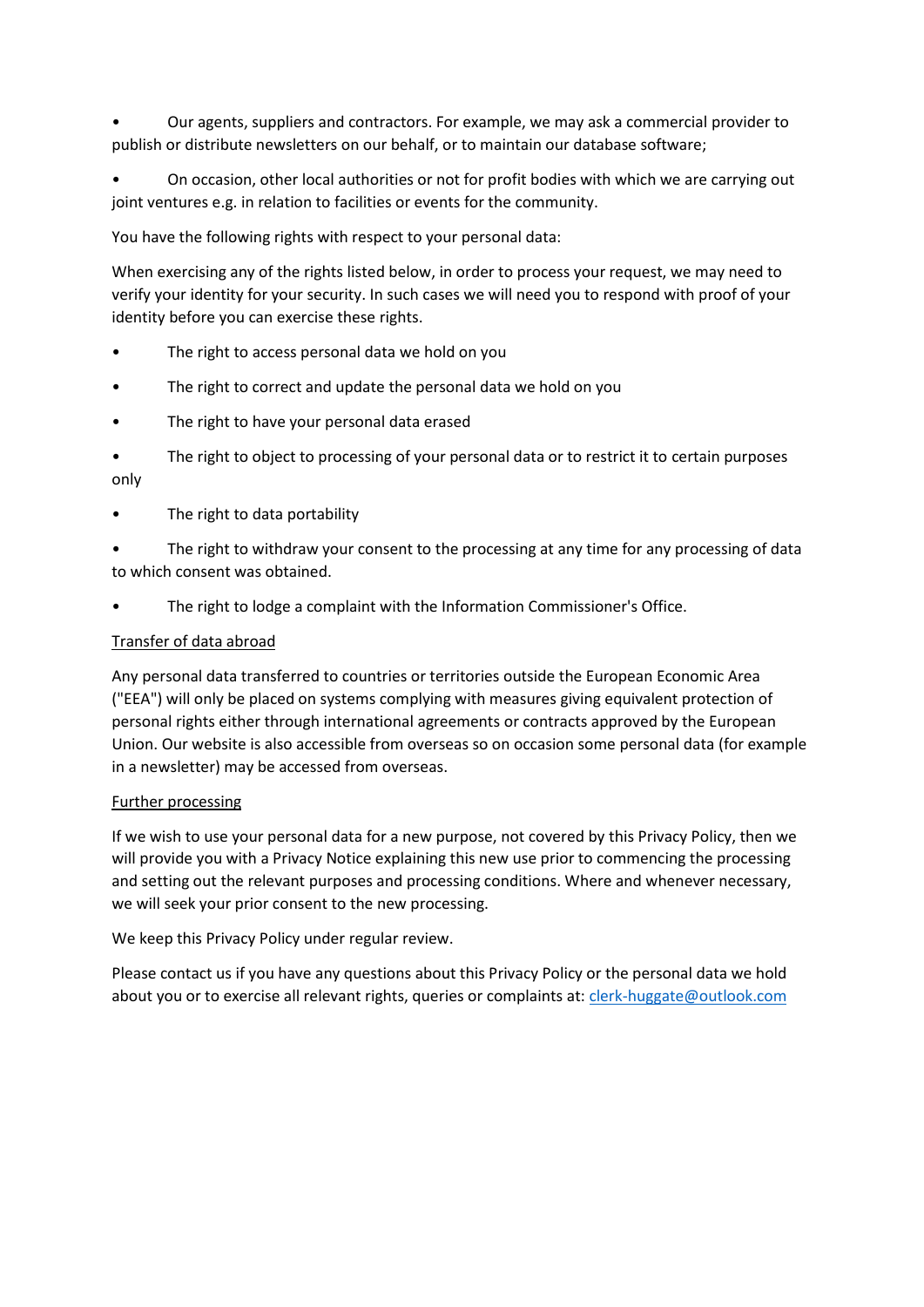- Our agents, suppliers and contractors. For example, we may ask a commercial provider to publish or distribute newsletters on our behalf, or to maintain our database software;
- On occasion, other local authorities or not for profit bodies with which we are carrying out joint ventures e.g. in relation to facilities or events for the community.

You have the following rights with respect to your personal data:

When exercising any of the rights listed below, in order to process your request, we may need to verify your identity for your security. In such cases we will need you to respond with proof of your identity before you can exercise these rights.

- The right to access personal data we hold on you
- The right to correct and update the personal data we hold on you
- The right to have your personal data erased
- The right to object to processing of your personal data or to restrict it to certain purposes only
- The right to data portability
- The right to withdraw your consent to the processing at any time for any processing of data to which consent was obtained.
- The right to lodge a complaint with the Information Commissioner's Office.

<u>Transfer of data abroad</u>

Any personal data transferred to countries or territories outside the European Economic Area ("EEA") will only be placed on systems complying with measures giving equivalent protection of personal rights either through international agreements or contracts approved by the European Union. Our website is also accessible from overseas so on occasion some personal data (for example in a newsletter) may be accessed from overseas.

<u>Further processing</u>

If we wish to use your personal data for a new purpose, not covered by this Privacy Policy, then we will provide you with a Privacy Notice explaining this new use prior to commencing the processing and setting out the relevant purposes and processing conditions. Where and whenever necessary, we will seek your prior consent to the new processing.

We keep this Privacy Policy under regular review.

Please contact us if you have any questions about this Privacy Policy or the personal data we hold about you or to exercise all relevant rights, queries or complaints at: clerk-huggate@outlook.com